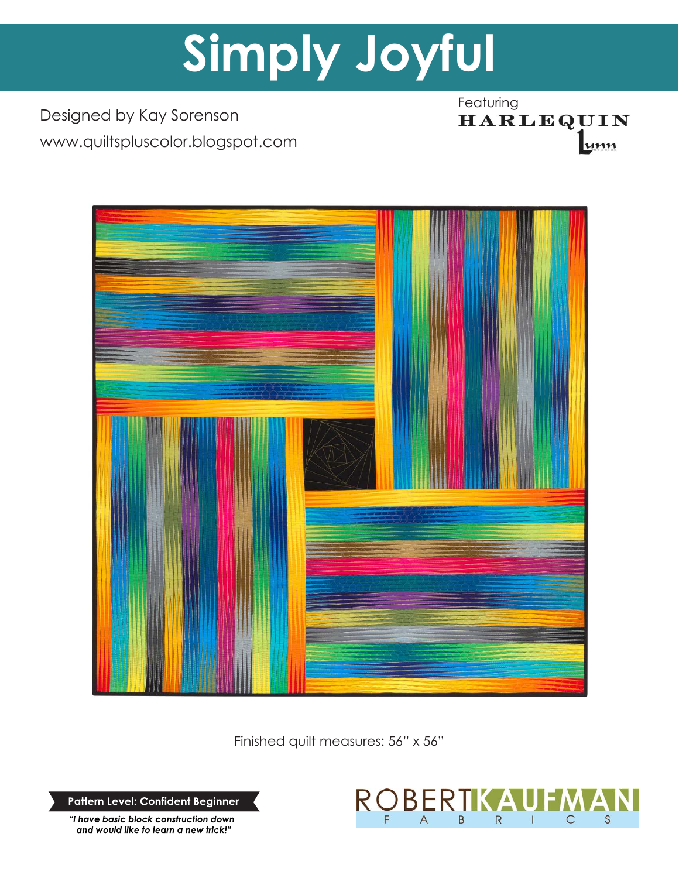# Simply Joyful

Designed by Kay Sorenson

www.quiltspluscolor.blogspot.com

Featuring HARLEQUIN Lunn Studios

Finished quilt measures: 56" x 56"

**Pattern Level: Confident Beginner**

***"I have basic block construction down and would like to learn a new trick!"***

ROBERT KAUFMAN FABRICS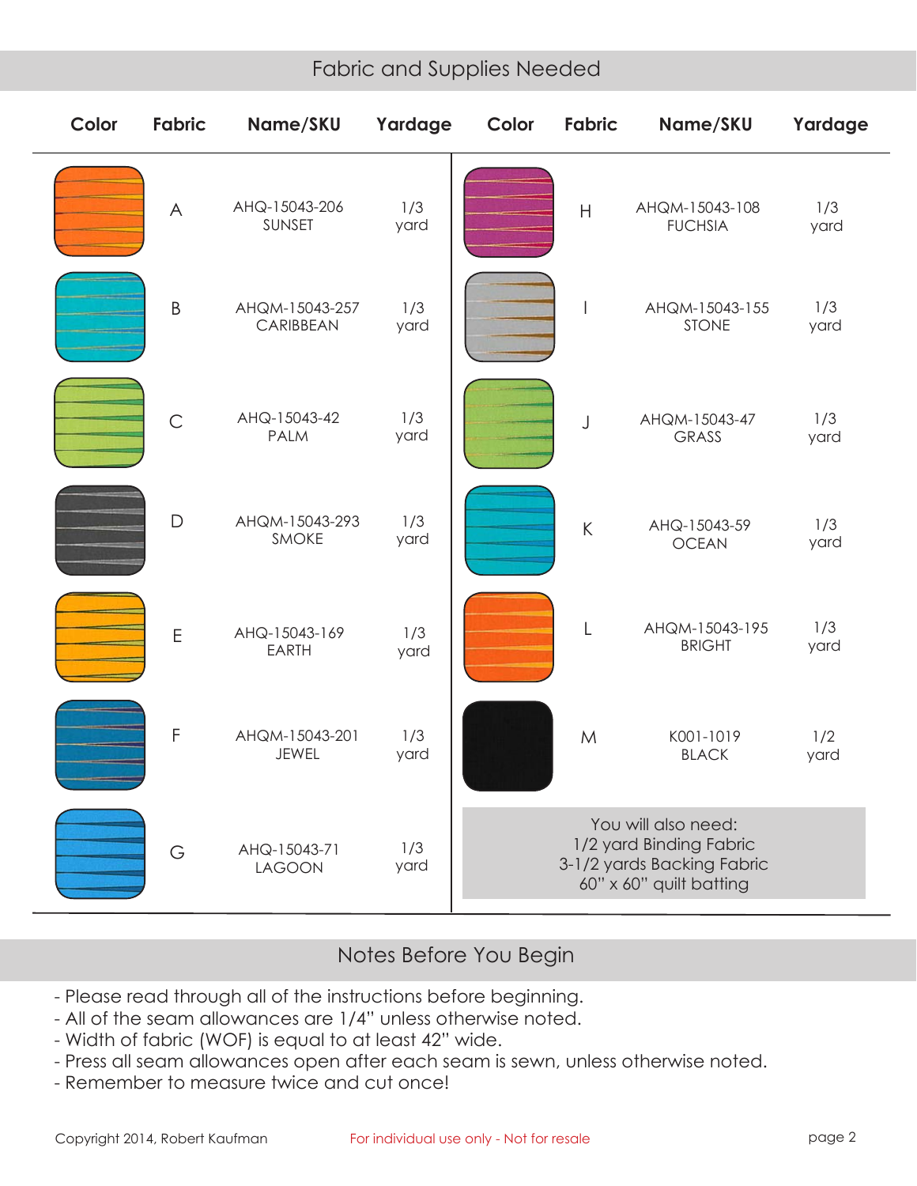## Fabric and Supplies Needed

| Color | Fabric | Name/SKU | Yardage | Color | Fabric | Name/SKU | Yardage |
|---|---|---|---|---|---|---|---|
| | A | AHQ-15043-206 SUNSET | 1/3 yard | | H | AHQM-15043-108 FUCHSIA | 1/3 yard |
| | B | AHQM-15043-257 CARIBBEAN | 1/3 yard | | I | AHQM-15043-155 STONE | 1/3 yard |
| | C | AHQ-15043-42 PALM | 1/3 yard | | J | AHQM-15043-47 GRASS | 1/3 yard |
| | D | AHQM-15043-293 SMOKE | 1/3 yard | | K | AHQ-15043-59 OCEAN | 1/3 yard |
| | E | AHQ-15043-169 EARTH | 1/3 yard | | L | AHQM-15043-195 BRIGHT | 1/3 yard |
| | F | AHQM-15043-201 JEWEL | 1/3 yard | | M | K001-1019 BLACK | 1/2 yard |
| | G | AHQ-15043-71 LAGOON | 1/3 yard | | | | |

You will also need:
1/2 yard Binding Fabric
3-1/2 yards Backing Fabric
60" x 60" quilt batting

## Notes Before You Begin

- Please read through all of the instructions before beginning.
- All of the seam allowances are 1/4" unless otherwise noted.
- Width of fabric (WOF) is equal to at least 42" wide.
- Press all seam allowances open after each seam is sewn, unless otherwise noted.
- Remember to measure twice and cut once!

Copyright 2014, Robert Kaufman

For individual use only - Not for resale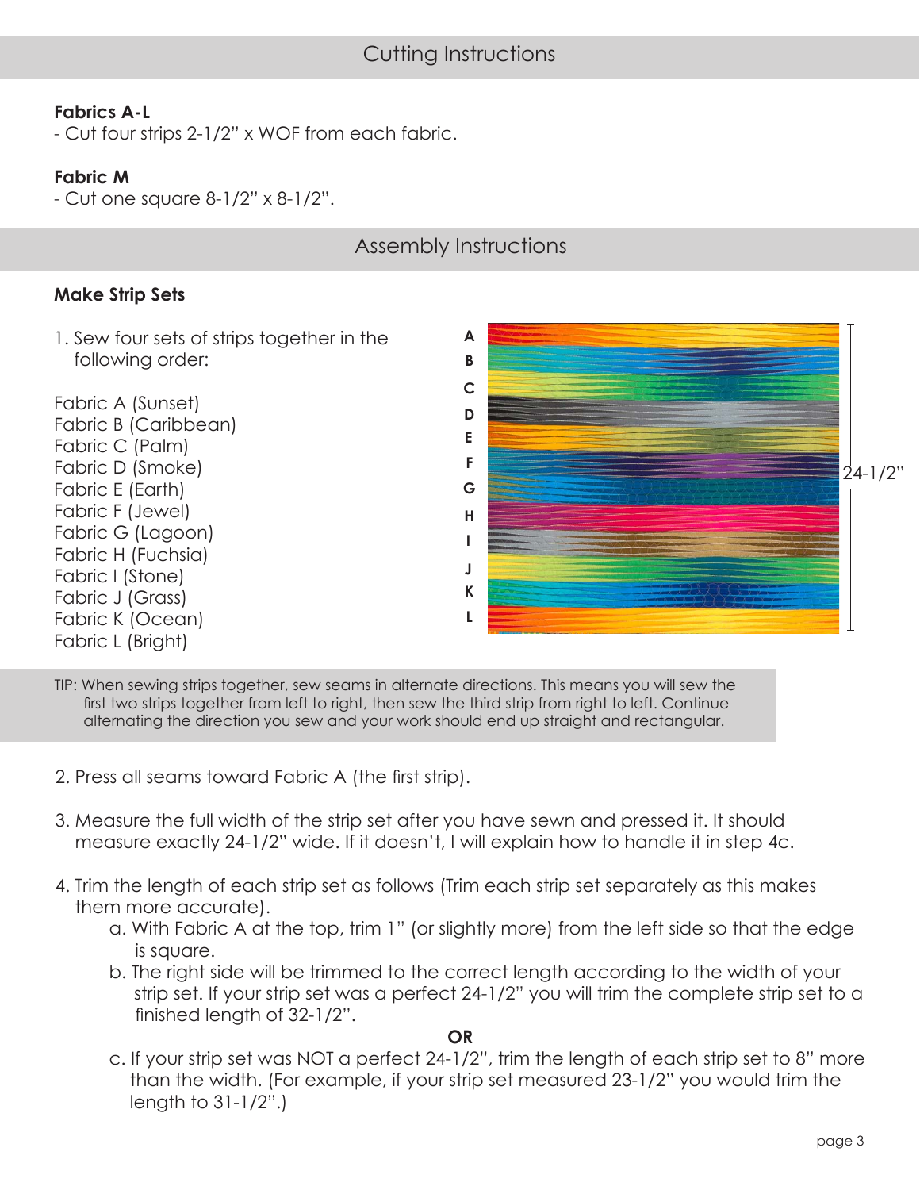## Cutting Instructions

**Fabrics A-L**

- Cut four strips 2-1/2" x WOF from each fabric.

**Fabric M**

- Cut one square 8-1/2" x 8-1/2".

## Assembly Instructions

### Make Strip Sets

1. Sew four sets of strips together in the following order:

Fabric A (Sunset)
Fabric B (Caribbean)
Fabric C (Palm)
Fabric D (Smoke)
Fabric E (Earth)
Fabric F (Jewel)
Fabric G (Lagoon)
Fabric H (Fuchsia)
Fabric I (Stone)
Fabric J (Grass)
Fabric K (Ocean)
Fabric L (Bright)

A B C D E F G H I J K L

24-1/2"

TIP: When sewing strips together, sew seams in alternate directions. This means you will sew the first two strips together from left to right, then sew the third strip from right to left. Continue alternating the direction you sew and your work should end up straight and rectangular.

2. Press all seams toward Fabric A (the first strip).

3. Measure the full width of the strip set after you have sewn and pressed it. It should measure exactly 24-1/2" wide. If it doesn't, I will explain how to handle it in step 4c.

4. Trim the length of each strip set as follows (Trim each strip set separately as this makes them more accurate).
    a. With Fabric A at the top, trim 1" (or slightly more) from the left side so that the edge is square.
    b. The right side will be trimmed to the correct length according to the width of your strip set. If your strip set was a perfect 24-1/2" you will trim the complete strip set to a finished length of 32-1/2".

    **OR**

    c. If your strip set was NOT a perfect 24-1/2", trim the length of each strip set to 8" more than the width. (For example, if your strip set measured 23-1/2" you would trim the length to 31-1/2".)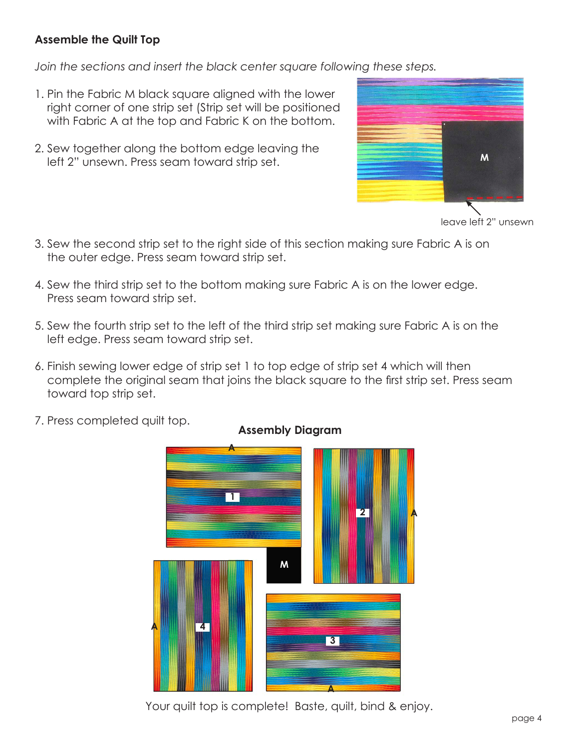### Assemble the Quilt Top

*Join the sections and insert the black center square following these steps.*

1. Pin the Fabric M black square aligned with the lower right corner of one strip set (Strip set will be positioned with Fabric A at the top and Fabric K on the bottom.

2. Sew together along the bottom edge leaving the left 2" unsewn. Press seam toward strip set.

M

leave left 2" unsewn

3. Sew the second strip set to the right side of this section making sure Fabric A is on the outer edge. Press seam toward strip set.

4. Sew the third strip set to the bottom making sure Fabric A is on the lower edge. Press seam toward strip set.

5. Sew the fourth strip set to the left of the third strip set making sure Fabric A is on the left edge. Press seam toward strip set.

6. Finish sewing lower edge of strip set 1 to top edge of strip set 4 which will then complete the original seam that joins the black square to the first strip set. Press seam toward top strip set.

7. Press completed quilt top.

**Assembly Diagram**

A
1
2
A
M
A
4
3
A

Your quilt top is complete! Baste, quilt, bind & enjoy.